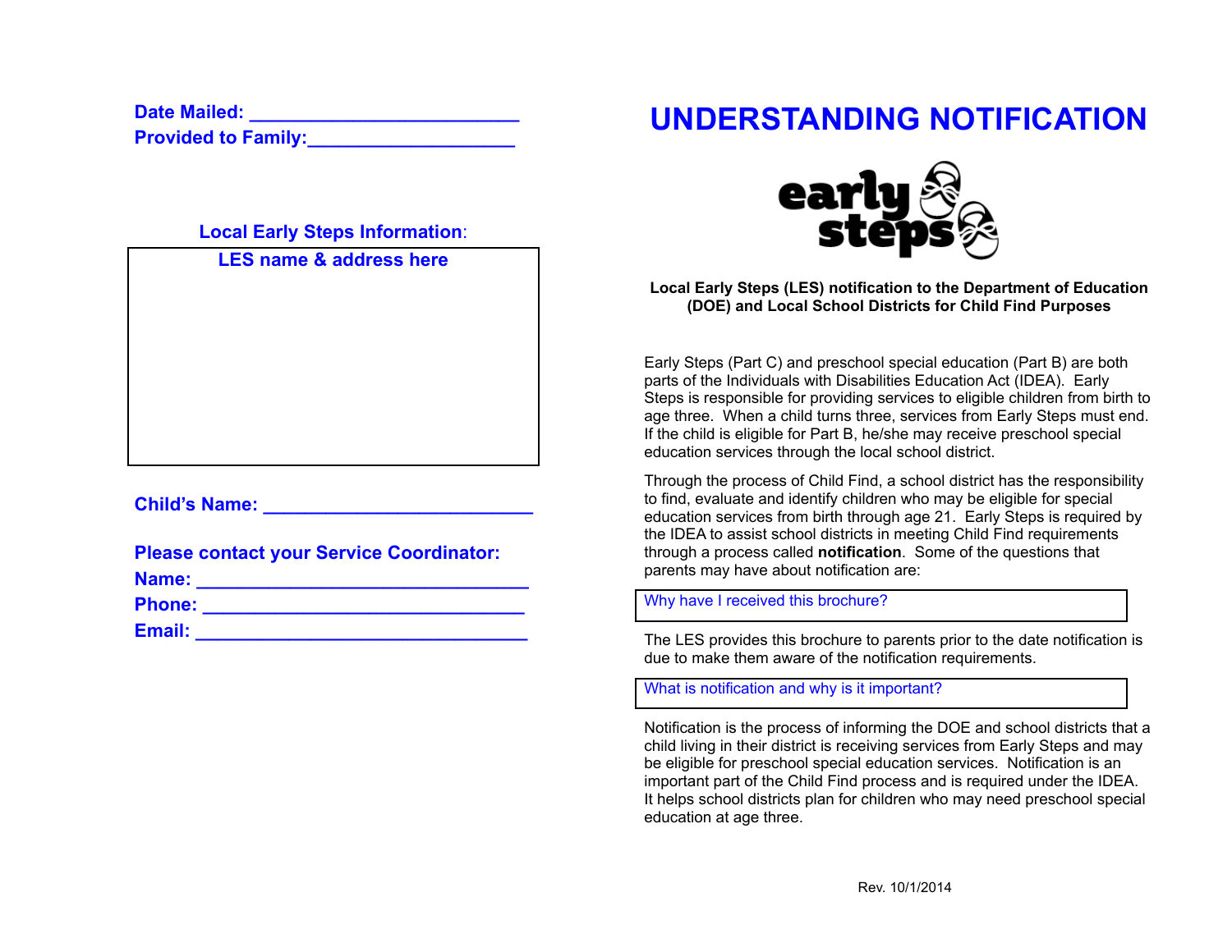**Date Mailed:** ________________________

**Provided to Family:** ___________________

**Local Early Steps Information**:

| LES name & address here |
| --- |
| |

**Child's Name:** ________________________

**Please contact your Service Coordinator:**

**Name:** ______________________________

**Phone:** _____________________________

**Email:** ______________________________

# UNDERSTANDING NOTIFICATION

early steps

**Local Early Steps (LES) notification to the Department of Education (DOE) and Local School Districts for Child Find Purposes**

Early Steps (Part C) and preschool special education (Part B) are both parts of the Individuals with Disabilities Education Act (IDEA). Early Steps is responsible for providing services to eligible children from birth to age three. When a child turns three, services from Early Steps must end. If the child is eligible for Part B, he/she may receive preschool special education services through the local school district.

Through the process of Child Find, a school district has the responsibility to find, evaluate and identify children who may be eligible for special education services from birth through age 21. Early Steps is required by the IDEA to assist school districts in meeting Child Find requirements through a process called **notification**. Some of the questions that parents may have about notification are:

### Why have I received this brochure?

The LES provides this brochure to parents prior to the date notification is due to make them aware of the notification requirements.

### What is notification and why is it important?

Notification is the process of informing the DOE and school districts that a child living in their district is receiving services from Early Steps and may be eligible for preschool special education services. Notification is an important part of the Child Find process and is required under the IDEA. It helps school districts plan for children who may need preschool special education at age three.

Rev. 10/1/2014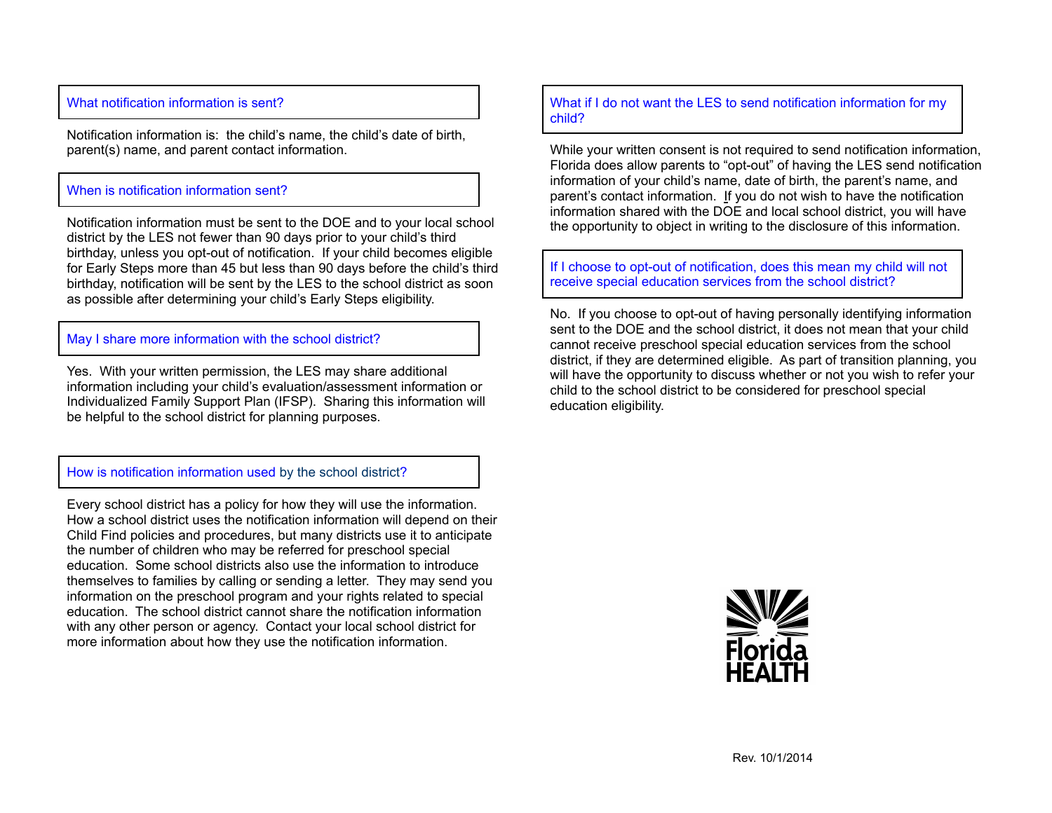## What notification information is sent?

Notification information is: the child's name, the child's date of birth, parent(s) name, and parent contact information.

## When is notification information sent?

Notification information must be sent to the DOE and to your local school district by the LES not fewer than 90 days prior to your child's third birthday, unless you opt-out of notification. If your child becomes eligible for Early Steps more than 45 but less than 90 days before the child's third birthday, notification will be sent by the LES to the school district as soon as possible after determining your child's Early Steps eligibility.

## May I share more information with the school district?

Yes. With your written permission, the LES may share additional information including your child's evaluation/assessment information or Individualized Family Support Plan (IFSP). Sharing this information will be helpful to the school district for planning purposes.

## How is notification information used by the school district?

Every school district has a policy for how they will use the information. How a school district uses the notification information will depend on their Child Find policies and procedures, but many districts use it to anticipate the number of children who may be referred for preschool special education. Some school districts also use the information to introduce themselves to families by calling or sending a letter. They may send you information on the preschool program and your rights related to special education. The school district cannot share the notification information with any other person or agency. Contact your local school district for more information about how they use the notification information.

## What if I do not want the LES to send notification information for my child?

While your written consent is not required to send notification information, Florida does allow parents to "opt-out" of having the LES send notification information of your child's name, date of birth, the parent's name, and parent's contact information. If you do not wish to have the notification information shared with the DOE and local school district, you will have the opportunity to object in writing to the disclosure of this information.

## If I choose to opt-out of notification, does this mean my child will not receive special education services from the school district?

No. If you choose to opt-out of having personally identifying information sent to the DOE and the school district, it does not mean that your child cannot receive preschool special education services from the school district, if they are determined eligible. As part of transition planning, you will have the opportunity to discuss whether or not you wish to refer your child to the school district to be considered for preschool special education eligibility.

Florida HEALTH

Rev. 10/1/2014